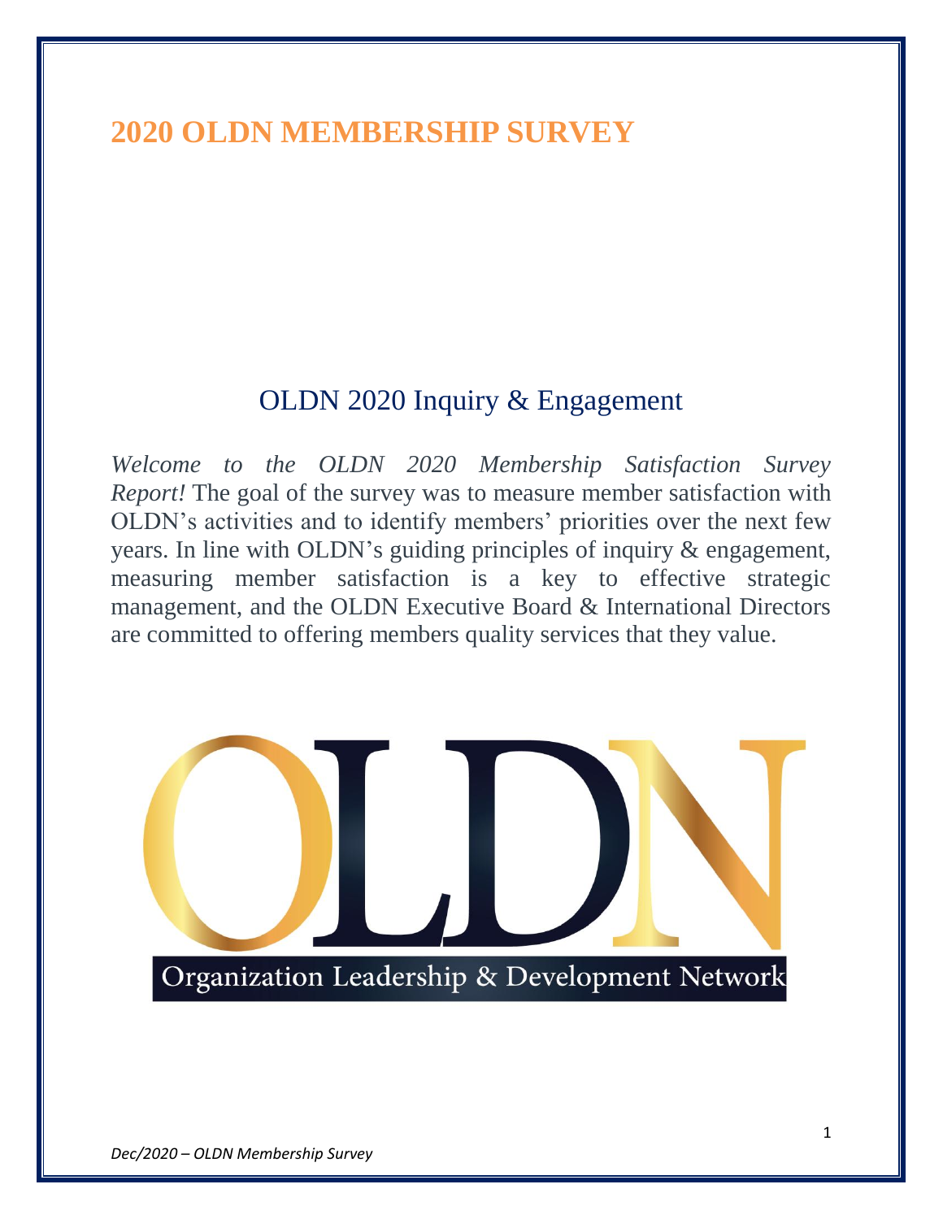# 2020 OLDN MEMBERSHIP SURVEY

## OLDN 2020 Inquiry & Engagement

*Welcome to the OLDN 2020 Membership Satisfaction Survey Report!* The goal of the survey was to measure member satisfaction with OLDN's activities and to identify members' priorities over the next few years. In line with OLDN's guiding principles of inquiry & engagement, measuring member satisfaction is a key to effective strategic management, and the OLDN Executive Board & International Directors are committed to offering members quality services that they value.

OLDN

Organization Leadership & Development Network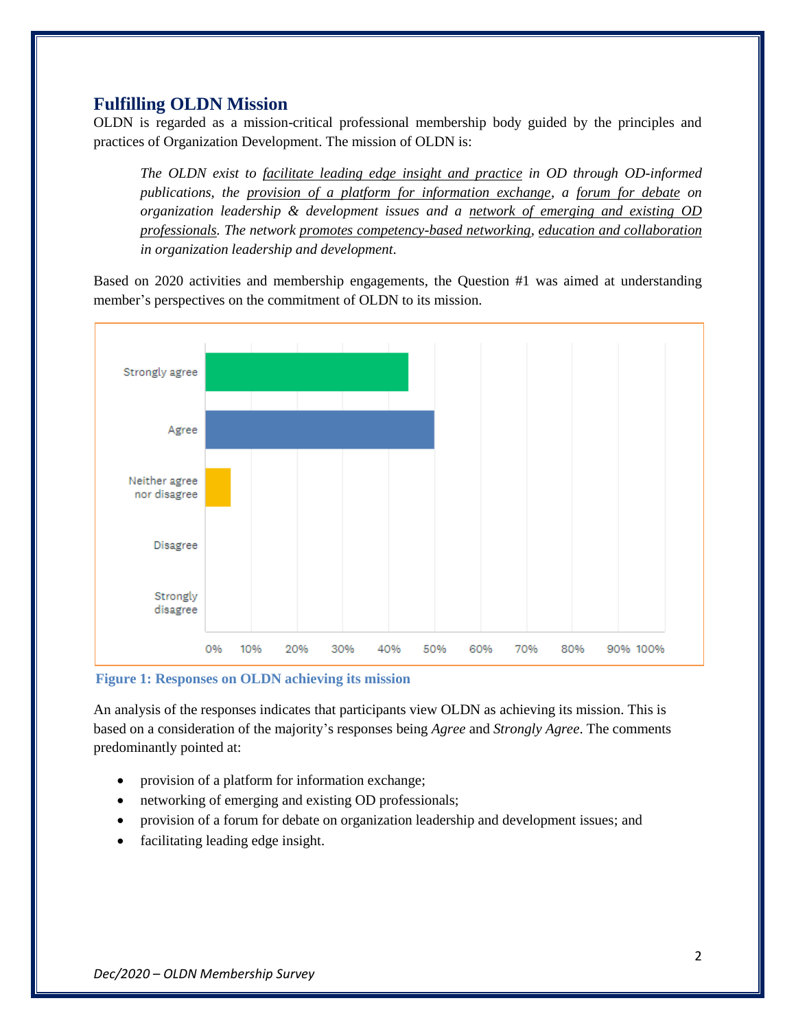## Fulfilling OLDN Mission

OLDN is regarded as a mission-critical professional membership body guided by the principles and practices of Organization Development. The mission of OLDN is:

> *The OLDN exist to facilitate leading edge insight and practice in OD through OD-informed publications, the provision of a platform for information exchange, a forum for debate on organization leadership & development issues and a network of emerging and existing OD professionals. The network promotes competency-based networking, education and collaboration in organization leadership and development.*

Based on 2020 activities and membership engagements, the Question #1 was aimed at understanding member's perspectives on the commitment of OLDN to its mission.

**Figure 1: Responses on OLDN achieving its mission**

An analysis of the responses indicates that participants view OLDN as achieving its mission. This is based on a consideration of the majority's responses being *Agree* and *Strongly Agree*. The comments predominantly pointed at:

- provision of a platform for information exchange;
- networking of emerging and existing OD professionals;
- provision of a forum for debate on organization leadership and development issues; and
- facilitating leading edge insight.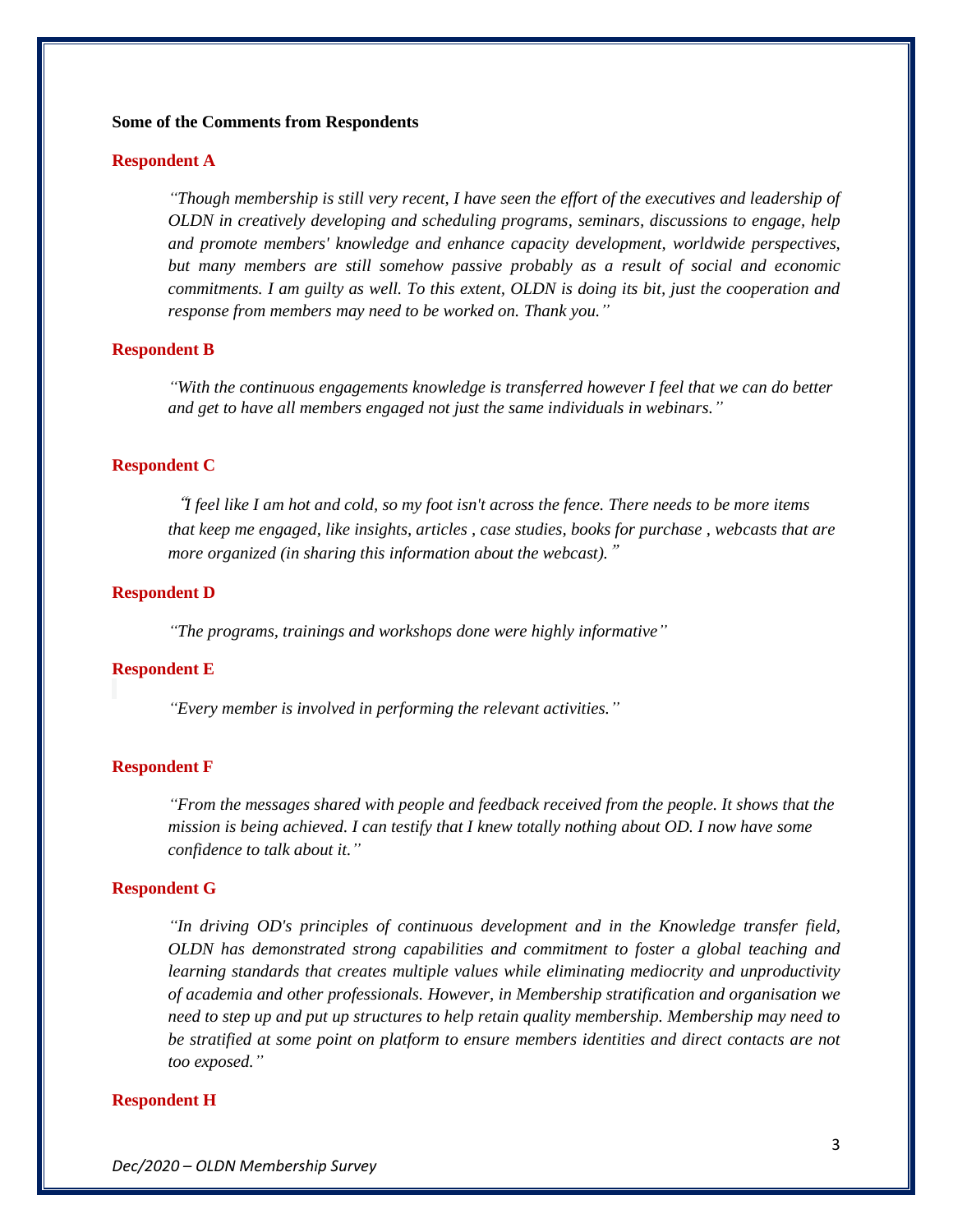**Some of the Comments from Respondents**

**Respondent A**

> *"Though membership is still very recent, I have seen the effort of the executives and leadership of OLDN in creatively developing and scheduling programs, seminars, discussions to engage, help and promote members' knowledge and enhance capacity development, worldwide perspectives, but many members are still somehow passive probably as a result of social and economic commitments. I am guilty as well. To this extent, OLDN is doing its bit, just the cooperation and response from members may need to be worked on. Thank you."*

**Respondent B**

> *"With the continuous engagements knowledge is transferred however I feel that we can do better and get to have all members engaged not just the same individuals in webinars."*

**Respondent C**

> *"I feel like I am hot and cold, so my foot isn't across the fence. There needs to be more items that keep me engaged, like insights, articles , case studies, books for purchase , webcasts that are more organized (in sharing this information about the webcast)."*

**Respondent D**

> *"The programs, trainings and workshops done were highly informative"*

**Respondent E**

> *"Every member is involved in performing the relevant activities."*

**Respondent F**

> *"From the messages shared with people and feedback received from the people. It shows that the mission is being achieved. I can testify that I knew totally nothing about OD. I now have some confidence to talk about it."*

**Respondent G**

> *"In driving OD's principles of continuous development and in the Knowledge transfer field, OLDN has demonstrated strong capabilities and commitment to foster a global teaching and learning standards that creates multiple values while eliminating mediocrity and unproductivity of academia and other professionals. However, in Membership stratification and organisation we need to step up and put up structures to help retain quality membership. Membership may need to be stratified at some point on platform to ensure members identities and direct contacts are not too exposed."*

**Respondent H**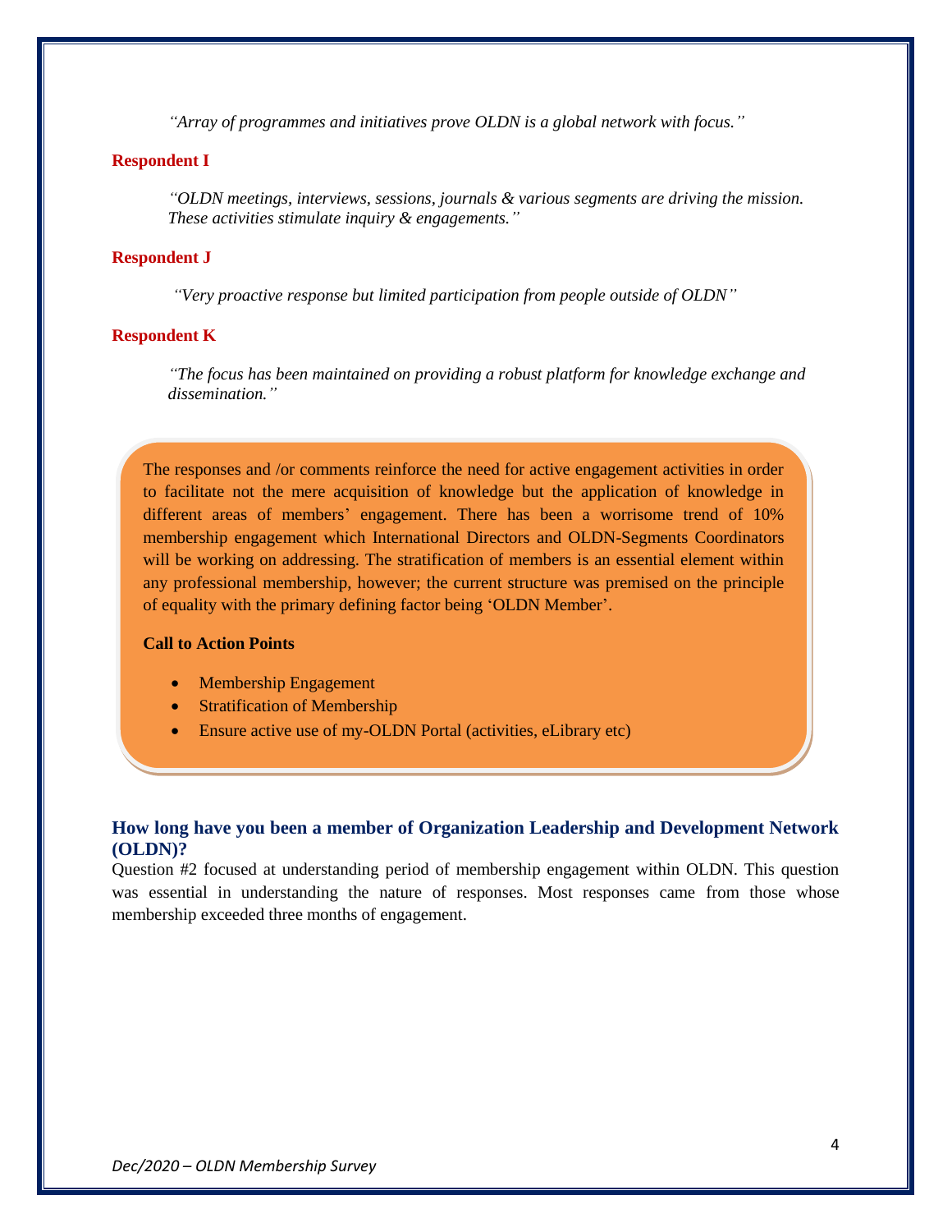*"Array of programmes and initiatives prove OLDN is a global network with focus."*

**Respondent I**

*"OLDN meetings, interviews, sessions, journals & various segments are driving the mission. These activities stimulate inquiry & engagements."*

**Respondent J**

*"Very proactive response but limited participation from people outside of OLDN"*

**Respondent K**

*"The focus has been maintained on providing a robust platform for knowledge exchange and dissemination."*

The responses and /or comments reinforce the need for active engagement activities in order to facilitate not the mere acquisition of knowledge but the application of knowledge in different areas of members' engagement. There has been a worrisome trend of 10% membership engagement which International Directors and OLDN-Segments Coordinators will be working on addressing. The stratification of members is an essential element within any professional membership, however; the current structure was premised on the principle of equality with the primary defining factor being 'OLDN Member'.

**Call to Action Points**

- Membership Engagement
- Stratification of Membership
- Ensure active use of my-OLDN Portal (activities, eLibrary etc)

### How long have you been a member of Organization Leadership and Development Network (OLDN)?

Question #2 focused at understanding period of membership engagement within OLDN. This question was essential in understanding the nature of responses. Most responses came from those whose membership exceeded three months of engagement.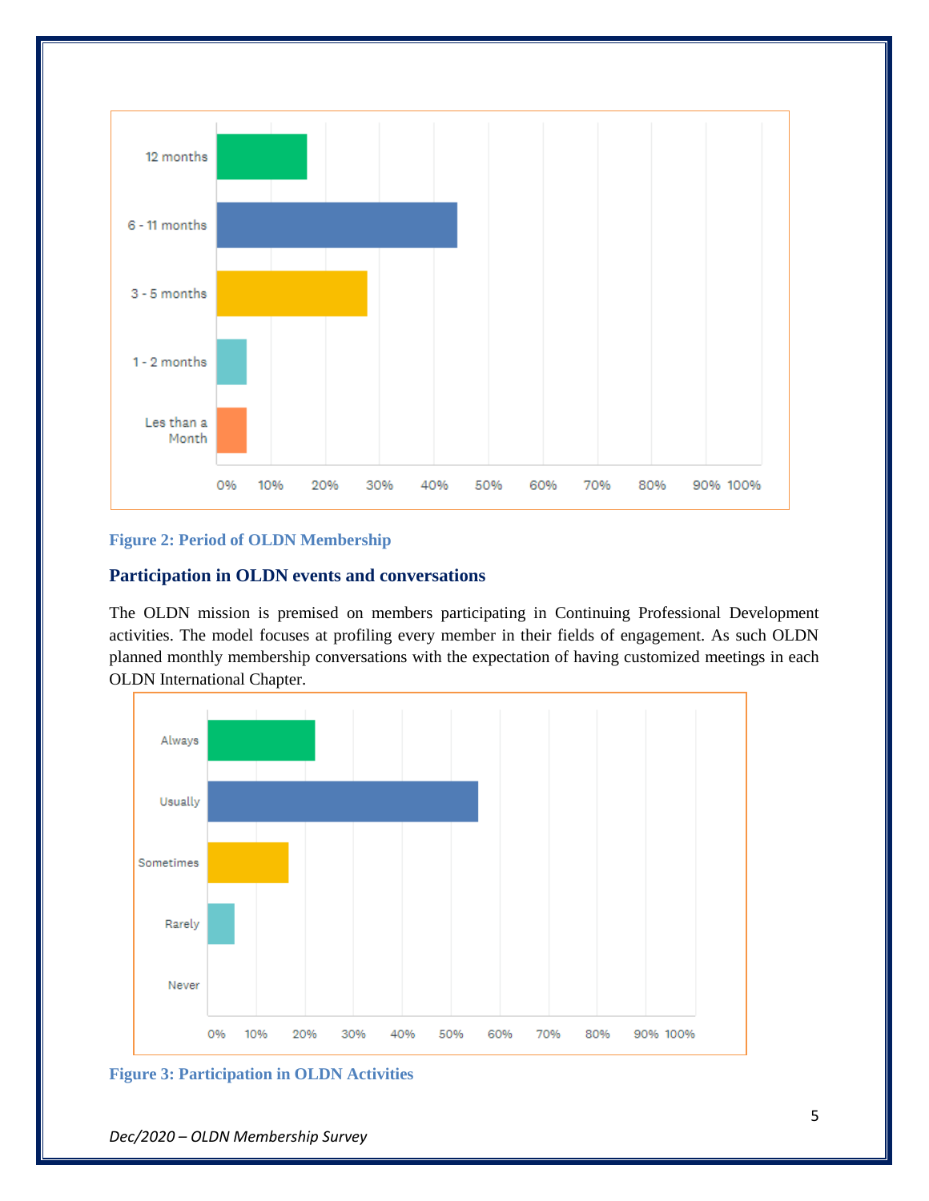Figure 2: Period of OLDN Membership

### Participation in OLDN events and conversations

The OLDN mission is premised on members participating in Continuing Professional Development activities. The model focuses at profiling every member in their fields of engagement. As such OLDN planned monthly membership conversations with the expectation of having customized meetings in each OLDN International Chapter.

Figure 3: Participation in OLDN Activities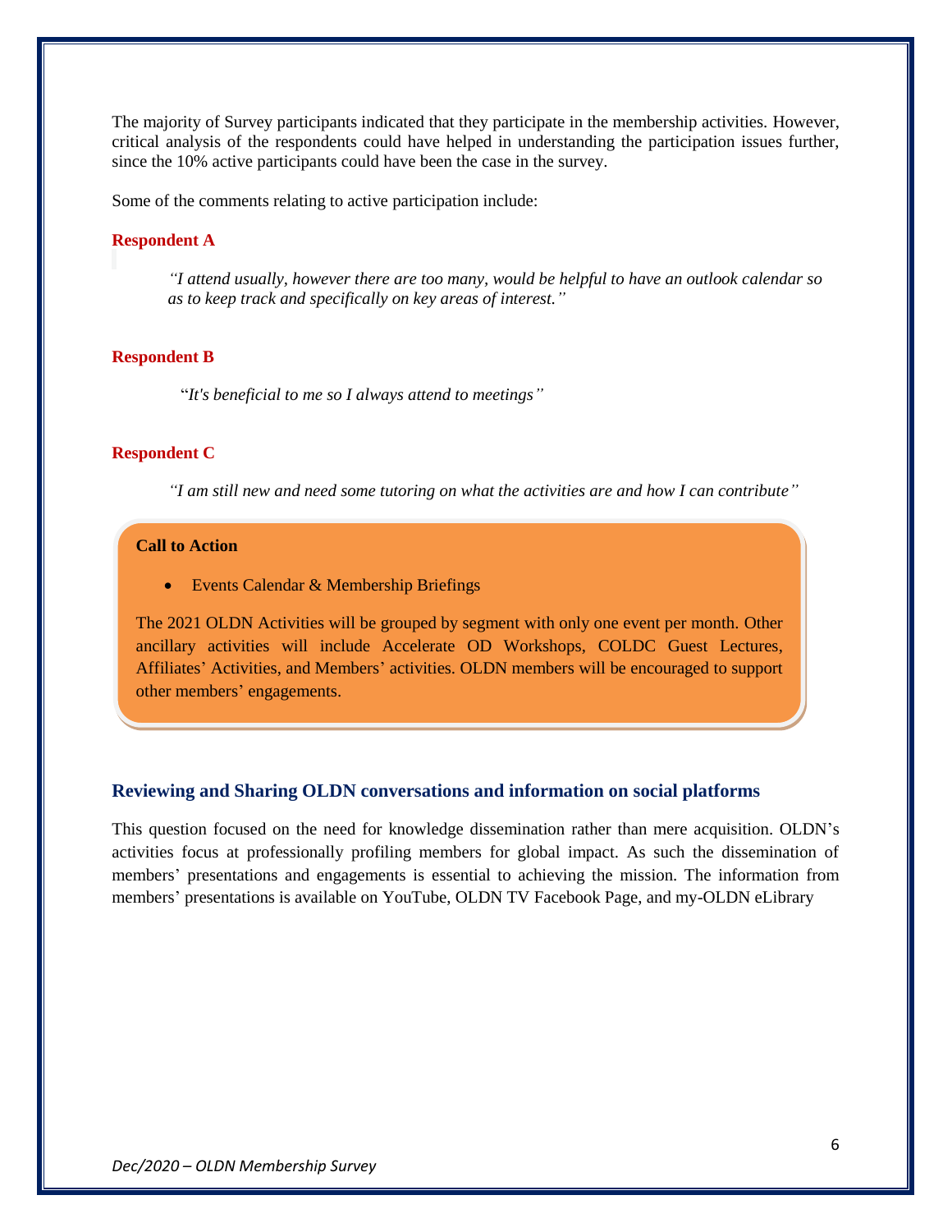The majority of Survey participants indicated that they participate in the membership activities. However, critical analysis of the respondents could have helped in understanding the participation issues further, since the 10% active participants could have been the case in the survey.

Some of the comments relating to active participation include:

**Respondent A**

> *"I attend usually, however there are too many, would be helpful to have an outlook calendar so as to keep track and specifically on key areas of interest."*

**Respondent B**

> "*It's beneficial to me so I always attend to meetings"*

**Respondent C**

> *"I am still new and need some tutoring on what the activities are and how I can contribute"*

**Call to Action**

- Events Calendar & Membership Briefings

The 2021 OLDN Activities will be grouped by segment with only one event per month. Other ancillary activities will include Accelerate OD Workshops, COLDC Guest Lectures, Affiliates' Activities, and Members' activities. OLDN members will be encouraged to support other members' engagements.

### Reviewing and Sharing OLDN conversations and information on social platforms

This question focused on the need for knowledge dissemination rather than mere acquisition. OLDN's activities focus at professionally profiling members for global impact. As such the dissemination of members' presentations and engagements is essential to achieving the mission. The information from members' presentations is available on YouTube, OLDN TV Facebook Page, and my-OLDN eLibrary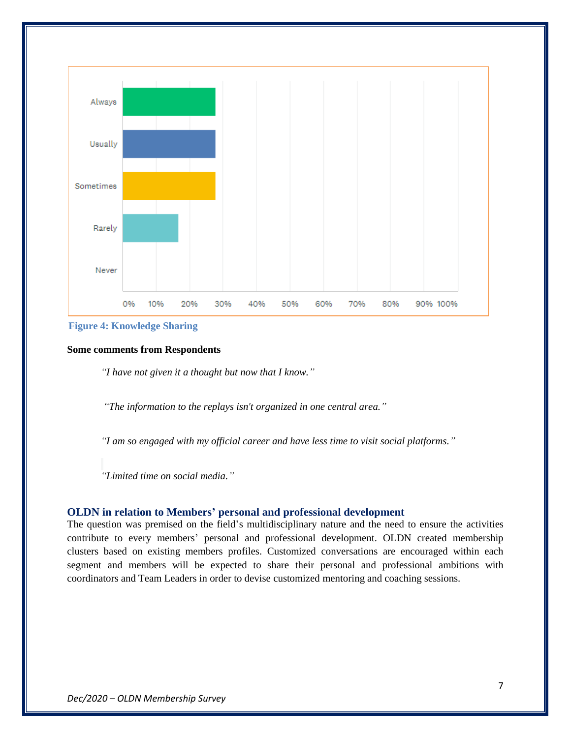Always

Usually

Sometimes

Rarely

Never

0% 10% 20% 30% 40% 50% 60% 70% 80% 90% 100%

**Figure 4: Knowledge Sharing**

**Some comments from Respondents**

*"I have not given it a thought but now that I know."*

*"The information to the replays isn't organized in one central area."*

*"I am so engaged with my official career and have less time to visit social platforms."*

*"Limited time on social media."*

## OLDN in relation to Members' personal and professional development

The question was premised on the field's multidisciplinary nature and the need to ensure the activities contribute to every members' personal and professional development. OLDN created membership clusters based on existing members profiles. Customized conversations are encouraged within each segment and members will be expected to share their personal and professional ambitions with coordinators and Team Leaders in order to devise customized mentoring and coaching sessions.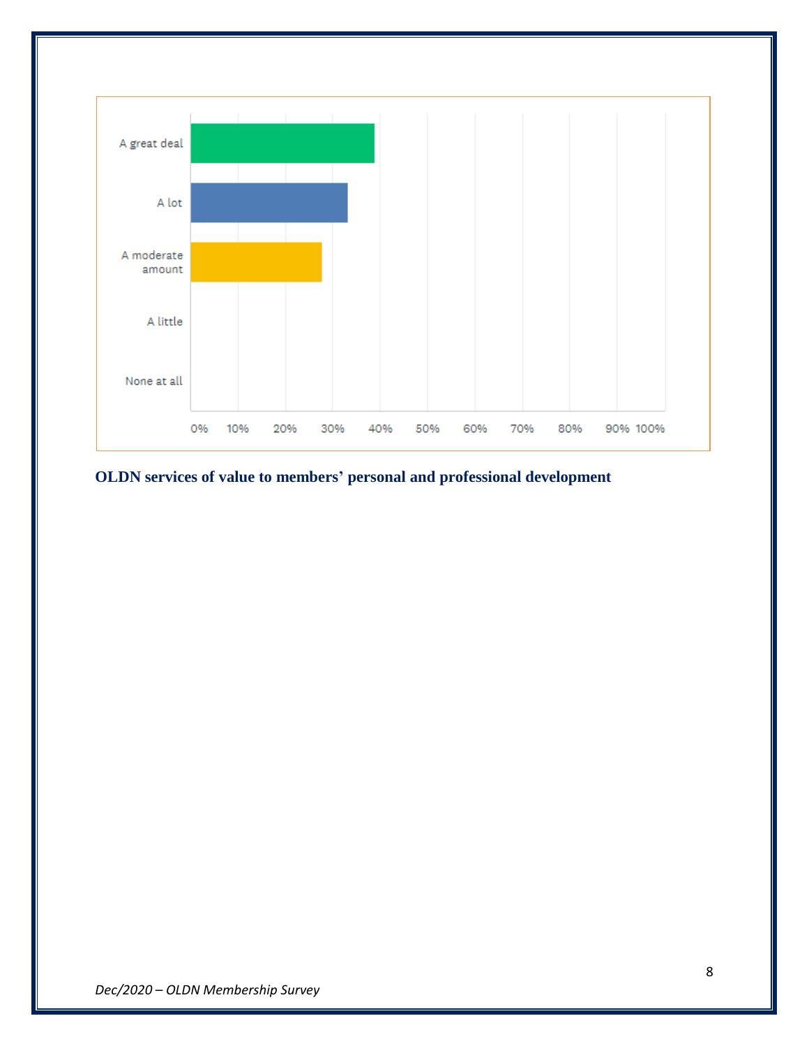| | 0% | 10% | 20% | 30% | 40% | 50% | 60% | 70% | 80% | 90% | 100% |
|---|---|---|---|---|---|---|---|---|---|---|---|
| A great deal | | | | | | | | | | | |
| A lot | | | | | | | | | | | |
| A moderate amount | | | | | | | | | | | |
| A little | | | | | | | | | | | |
| None at all | | | | | | | | | | | |

### OLDN services of value to members' personal and professional development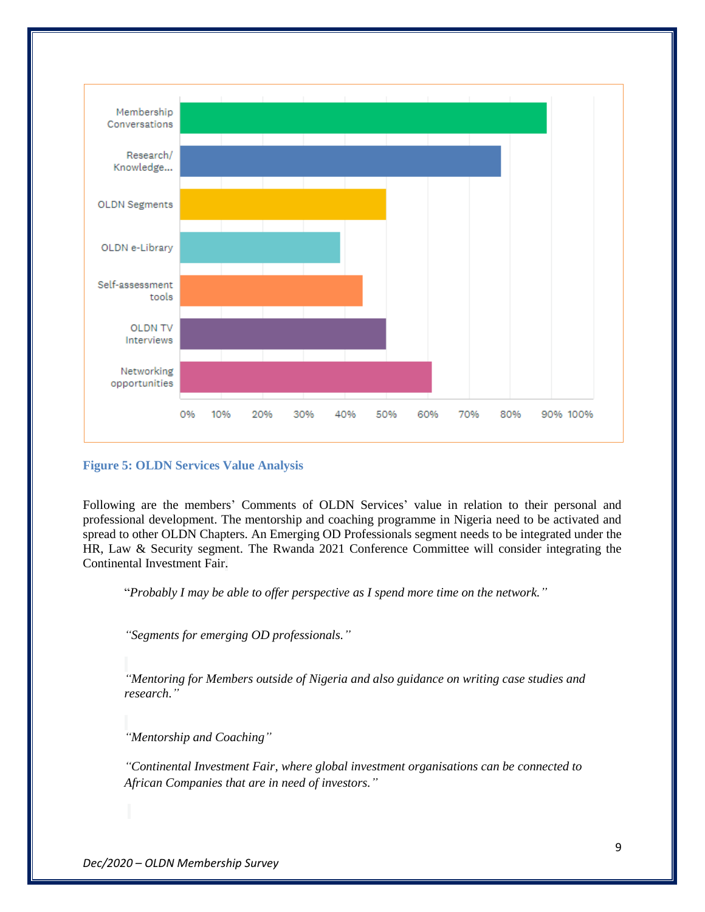**Figure 5: OLDN Services Value Analysis**

Following are the members' Comments of OLDN Services' value in relation to their personal and professional development. The mentorship and coaching programme in Nigeria need to be activated and spread to other OLDN Chapters. An Emerging OD Professionals segment needs to be integrated under the HR, Law & Security segment. The Rwanda 2021 Conference Committee will consider integrating the Continental Investment Fair.

> "*Probably I may be able to offer perspective as I spend more time on the network.*"

> *"Segments for emerging OD professionals."*

> *"Mentoring for Members outside of Nigeria and also guidance on writing case studies and research."*

> *"Mentorship and Coaching"*

> *"Continental Investment Fair, where global investment organisations can be connected to African Companies that are in need of investors."*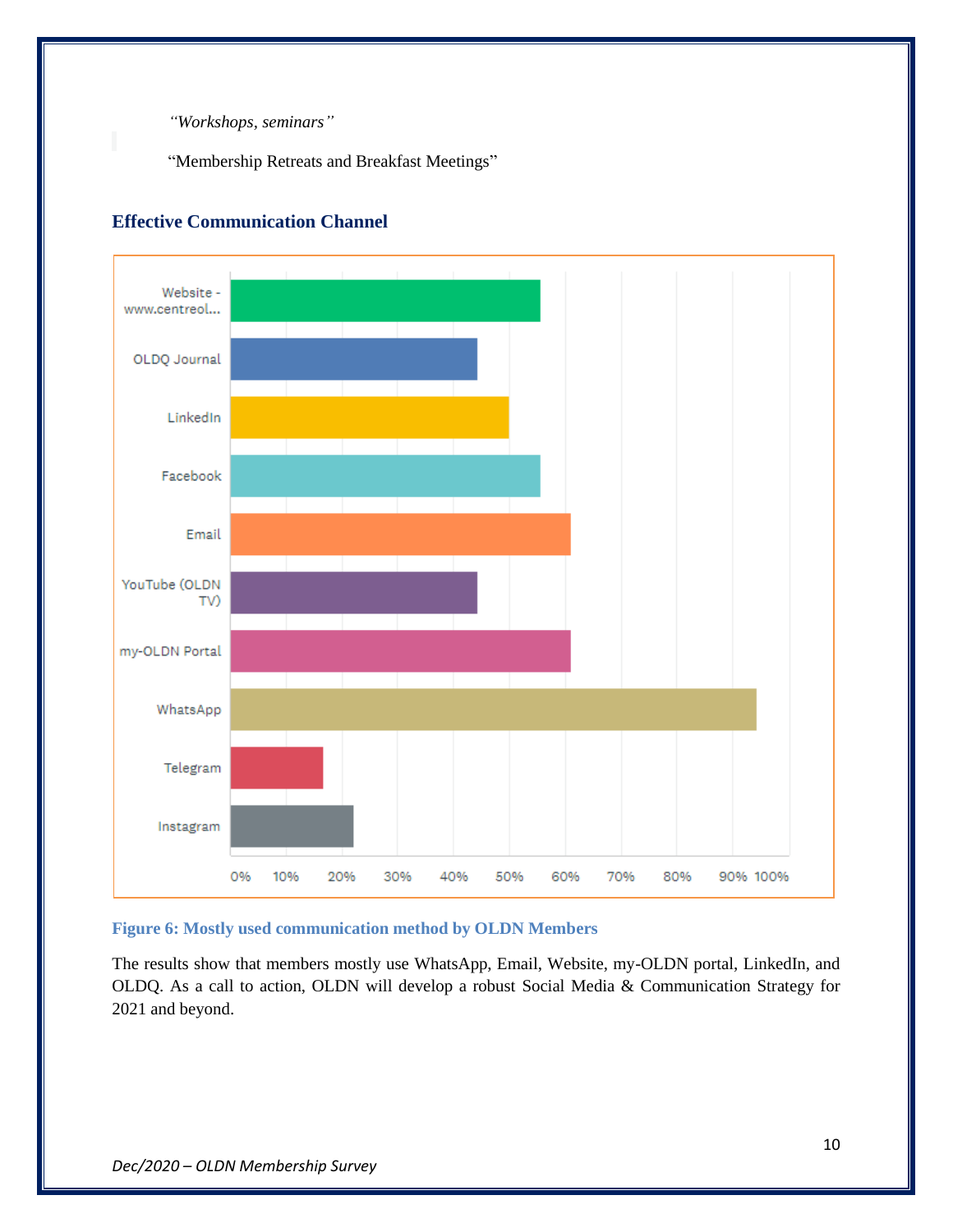*"Workshops, seminars"*

"Membership Retreats and Breakfast Meetings"

## Effective Communication Channel

Figure 6: Mostly used communication method by OLDN Members

The results show that members mostly use WhatsApp, Email, Website, my-OLDN portal, LinkedIn, and OLDQ. As a call to action, OLDN will develop a robust Social Media & Communication Strategy for 2021 and beyond.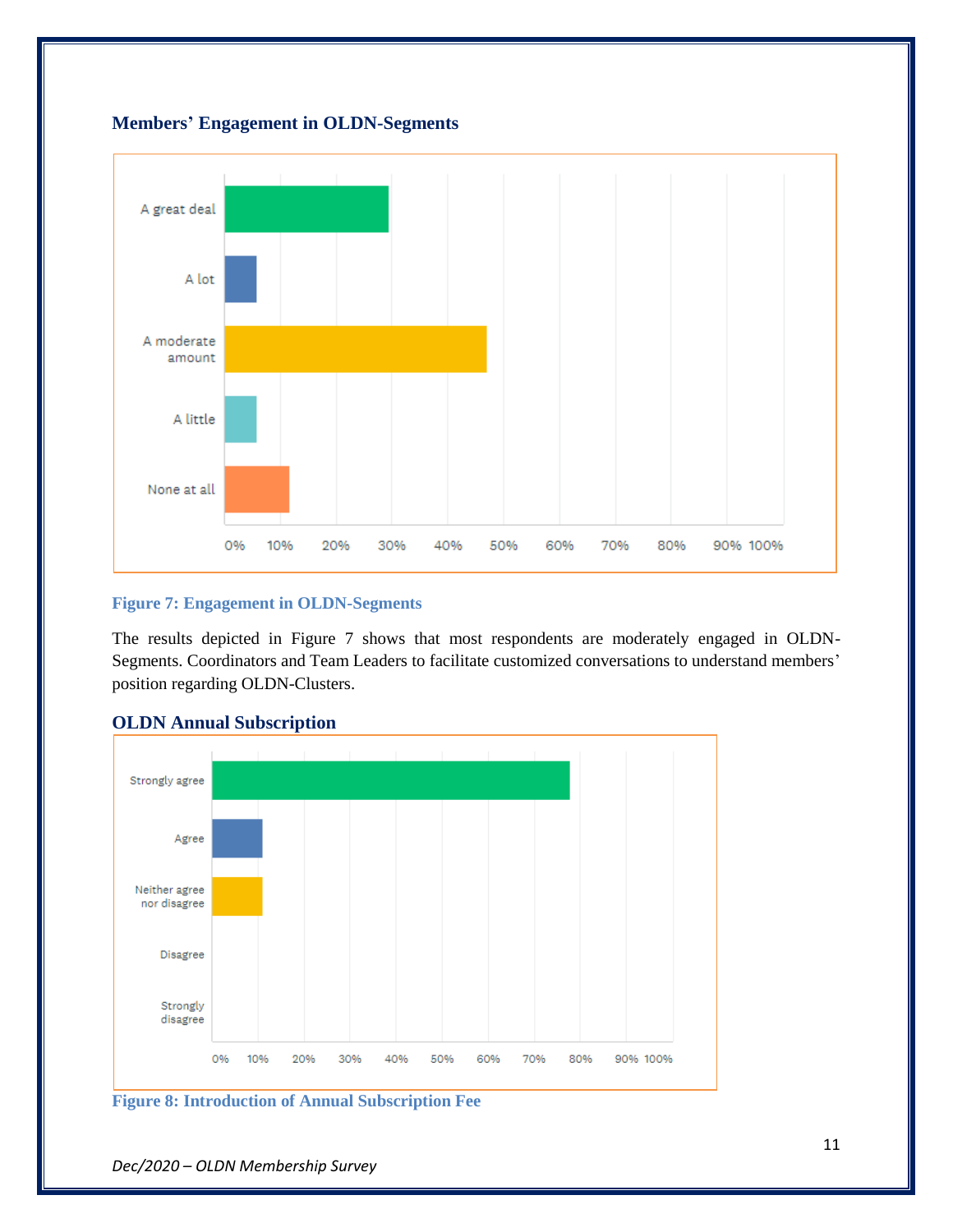### Members' Engagement in OLDN-Segments

**Figure 7: Engagement in OLDN-Segments**

The results depicted in Figure 7 shows that most respondents are moderately engaged in OLDN-Segments. Coordinators and Team Leaders to facilitate customized conversations to understand members' position regarding OLDN-Clusters.

### OLDN Annual Subscription

**Figure 8: Introduction of Annual Subscription Fee**

*Dec/2020 – OLDN Membership Survey*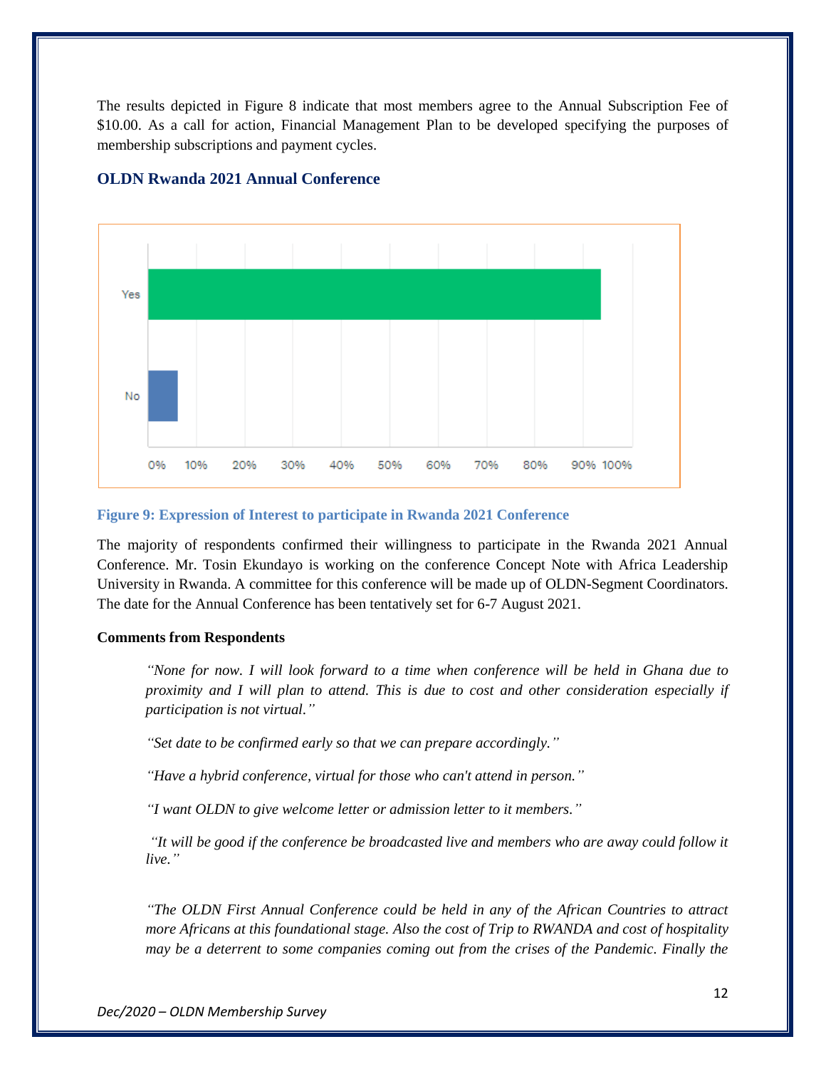The results depicted in Figure 8 indicate that most members agree to the Annual Subscription Fee of $10.00. As a call for action, Financial Management Plan to be developed specifying the purposes of membership subscriptions and payment cycles.

## OLDN Rwanda 2021 Annual Conference

**Figure 9: Expression of Interest to participate in Rwanda 2021 Conference**

The majority of respondents confirmed their willingness to participate in the Rwanda 2021 Annual Conference. Mr. Tosin Ekundayo is working on the conference Concept Note with Africa Leadership University in Rwanda. A committee for this conference will be made up of OLDN-Segment Coordinators. The date for the Annual Conference has been tentatively set for 6-7 August 2021.

**Comments from Respondents**

> *"None for now. I will look forward to a time when conference will be held in Ghana due to proximity and I will plan to attend. This is due to cost and other consideration especially if participation is not virtual."*

> *"Set date to be confirmed early so that we can prepare accordingly."*

> *"Have a hybrid conference, virtual for those who can't attend in person."*

> *"I want OLDN to give welcome letter or admission letter to it members."*

> *"It will be good if the conference be broadcasted live and members who are away could follow it live."*

> *"The OLDN First Annual Conference could be held in any of the African Countries to attract more Africans at this foundational stage. Also the cost of Trip to RWANDA and cost of hospitality may be a deterrent to some companies coming out from the crises of the Pandemic. Finally the*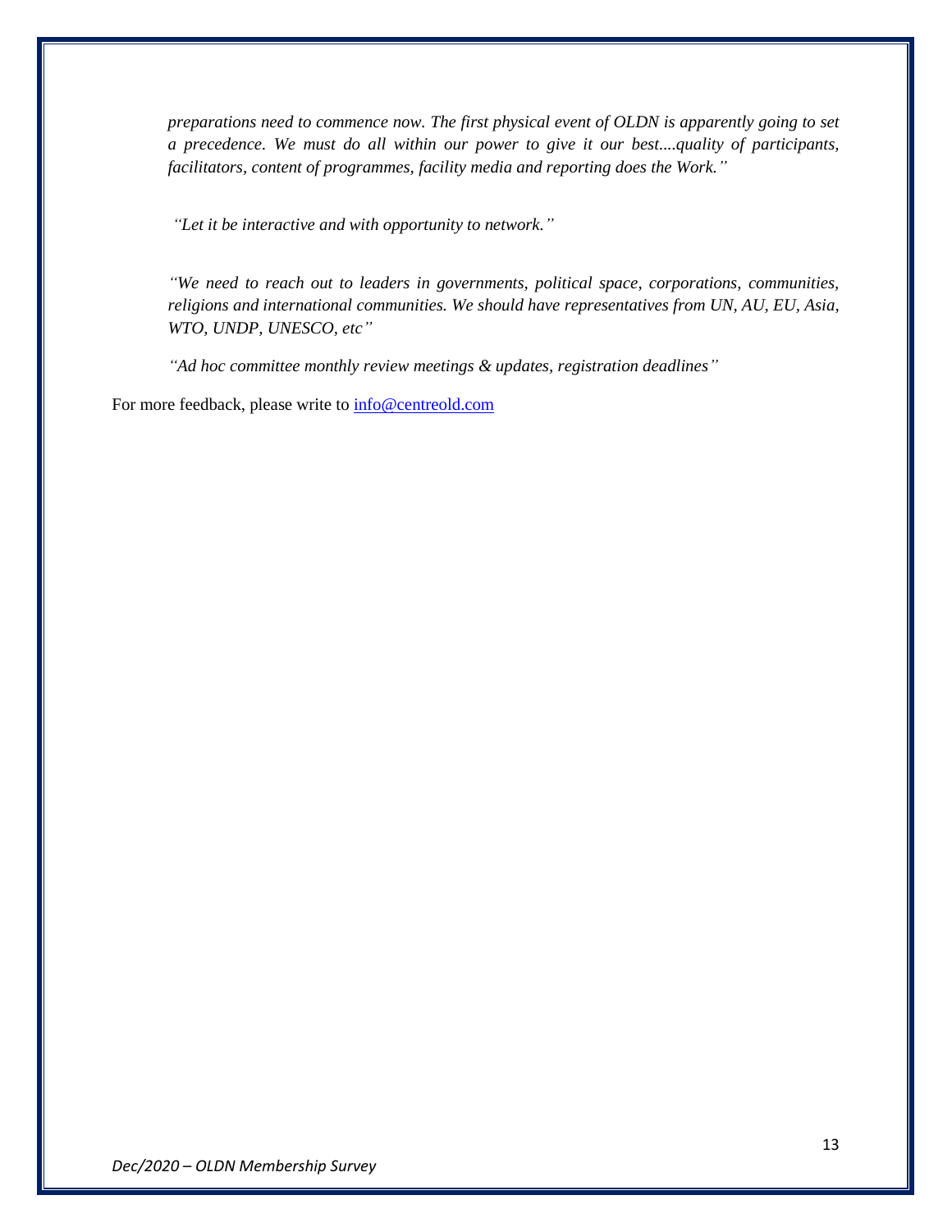*preparations need to commence now. The first physical event of OLDN is apparently going to set a precedence. We must do all within our power to give it our best....quality of participants, facilitators, content of programmes, facility media and reporting does the Work."*

*"Let it be interactive and with opportunity to network."*

*"We need to reach out to leaders in governments, political space, corporations, communities, religions and international communities. We should have representatives from UN, AU, EU, Asia, WTO, UNDP, UNESCO, etc"*

*"Ad hoc committee monthly review meetings & updates, registration deadlines"*

For more feedback, please write to info@centreold.com